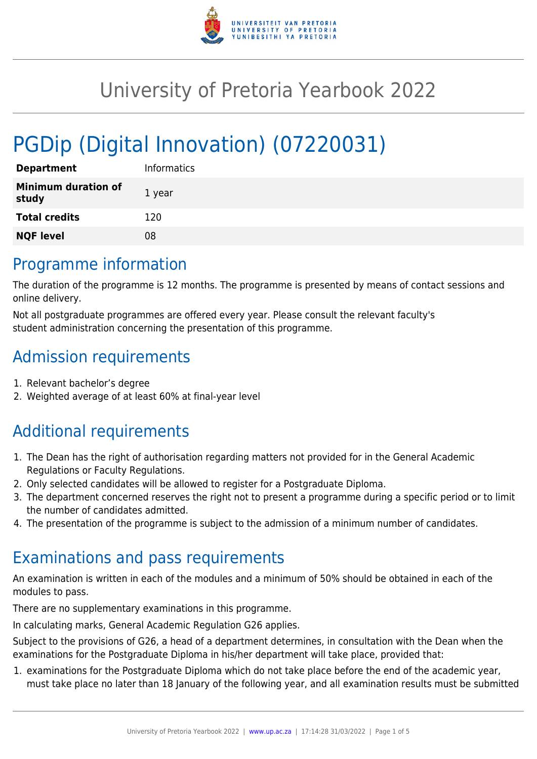# University of Pretoria Yearbook 2022

# PGDip (Digital Innovation) (07220031)

| | |
|---|---|
| **Department** | Informatics |
| **Minimum duration of study** | 1 year |
| **Total credits** | 120 |
| **NQF level** | 08 |

## Programme information

The duration of the programme is 12 months. The programme is presented by means of contact sessions and online delivery.

Not all postgraduate programmes are offered every year. Please consult the relevant faculty's student administration concerning the presentation of this programme.

## Admission requirements

1. Relevant bachelor's degree
2. Weighted average of at least 60% at final-year level

## Additional requirements

1. The Dean has the right of authorisation regarding matters not provided for in the General Academic Regulations or Faculty Regulations.
2. Only selected candidates will be allowed to register for a Postgraduate Diploma.
3. The department concerned reserves the right not to present a programme during a specific period or to limit the number of candidates admitted.
4. The presentation of the programme is subject to the admission of a minimum number of candidates.

## Examinations and pass requirements

An examination is written in each of the modules and a minimum of 50% should be obtained in each of the modules to pass.

There are no supplementary examinations in this programme.

In calculating marks, General Academic Regulation G26 applies.

Subject to the provisions of G26, a head of a department determines, in consultation with the Dean when the examinations for the Postgraduate Diploma in his/her department will take place, provided that:

1. examinations for the Postgraduate Diploma which do not take place before the end of the academic year, must take place no later than 18 January of the following year, and all examination results must be submitted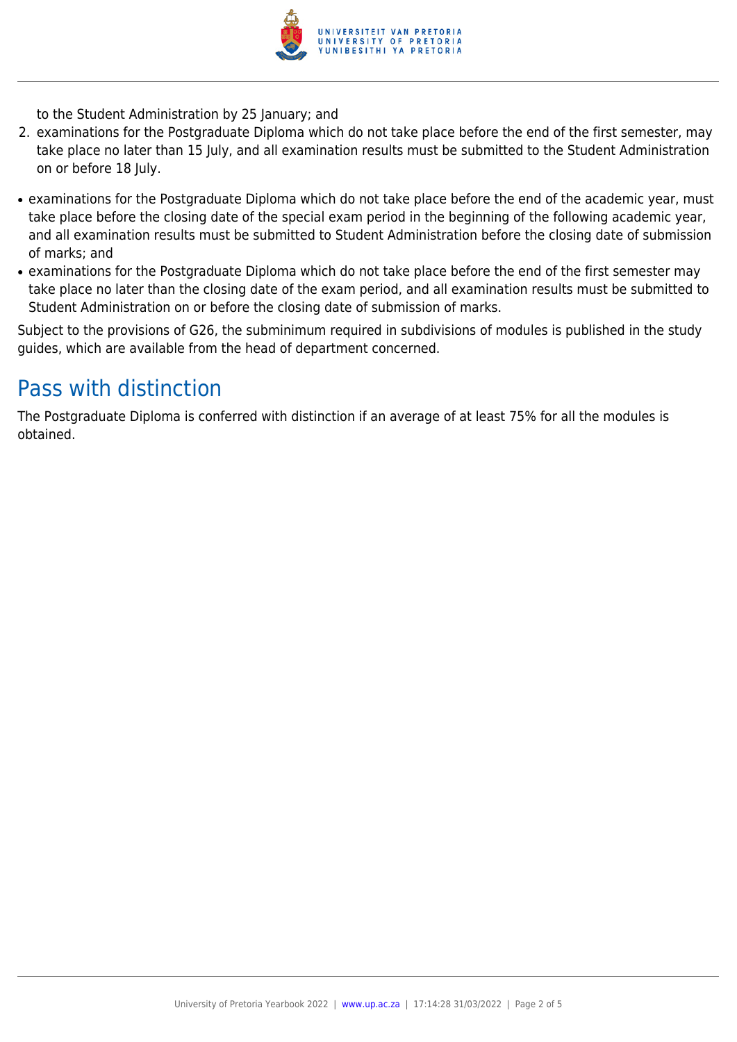to the Student Administration by 25 January; and

2. examinations for the Postgraduate Diploma which do not take place before the end of the first semester, may take place no later than 15 July, and all examination results must be submitted to the Student Administration on or before 18 July.

- examinations for the Postgraduate Diploma which do not take place before the end of the academic year, must take place before the closing date of the special exam period in the beginning of the following academic year, and all examination results must be submitted to Student Administration before the closing date of submission of marks; and
- examinations for the Postgraduate Diploma which do not take place before the end of the first semester may take place no later than the closing date of the exam period, and all examination results must be submitted to Student Administration on or before the closing date of submission of marks.

Subject to the provisions of G26, the subminimum required in subdivisions of modules is published in the study guides, which are available from the head of department concerned.

## Pass with distinction

The Postgraduate Diploma is conferred with distinction if an average of at least 75% for all the modules is obtained.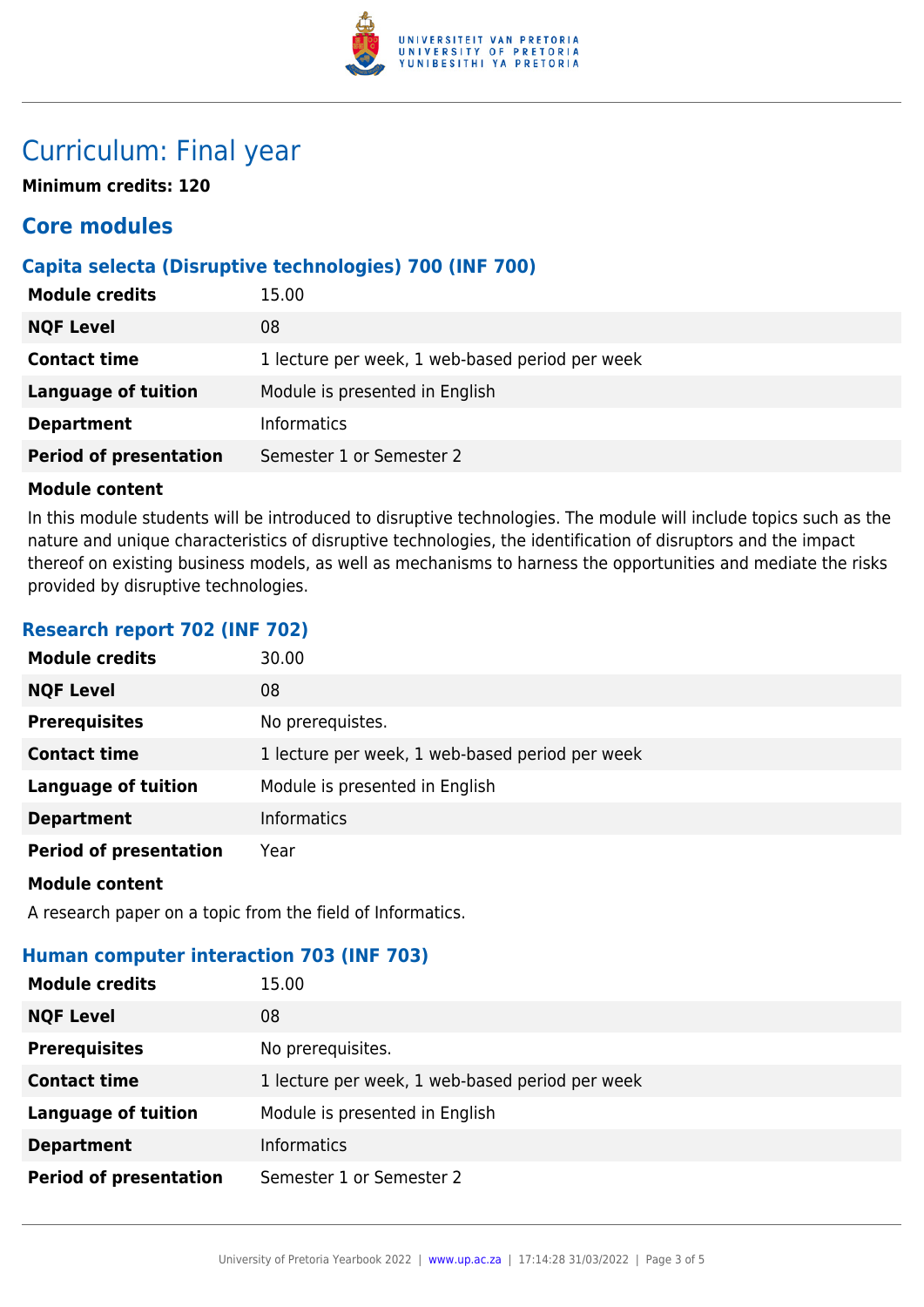# Curriculum: Final year

**Minimum credits: 120**

## Core modules

### Capita selecta (Disruptive technologies) 700 (INF 700)

| **Module credits** | 15.00 |
| --- | --- |
| **NQF Level** | 08 |
| **Contact time** | 1 lecture per week, 1 web-based period per week |
| **Language of tuition** | Module is presented in English |
| **Department** | Informatics |
| **Period of presentation** | Semester 1 or Semester 2 |

**Module content**

In this module students will be introduced to disruptive technologies. The module will include topics such as the nature and unique characteristics of disruptive technologies, the identification of disruptors and the impact thereof on existing business models, as well as mechanisms to harness the opportunities and mediate the risks provided by disruptive technologies.

### Research report 702 (INF 702)

| **Module credits** | 30.00 |
| --- | --- |
| **NQF Level** | 08 |
| **Prerequisites** | No prerequistes. |
| **Contact time** | 1 lecture per week, 1 web-based period per week |
| **Language of tuition** | Module is presented in English |
| **Department** | Informatics |
| **Period of presentation** | Year |

**Module content**

A research paper on a topic from the field of Informatics.

### Human computer interaction 703 (INF 703)

| **Module credits** | 15.00 |
| --- | --- |
| **NQF Level** | 08 |
| **Prerequisites** | No prerequisites. |
| **Contact time** | 1 lecture per week, 1 web-based period per week |
| **Language of tuition** | Module is presented in English |
| **Department** | Informatics |
| **Period of presentation** | Semester 1 or Semester 2 |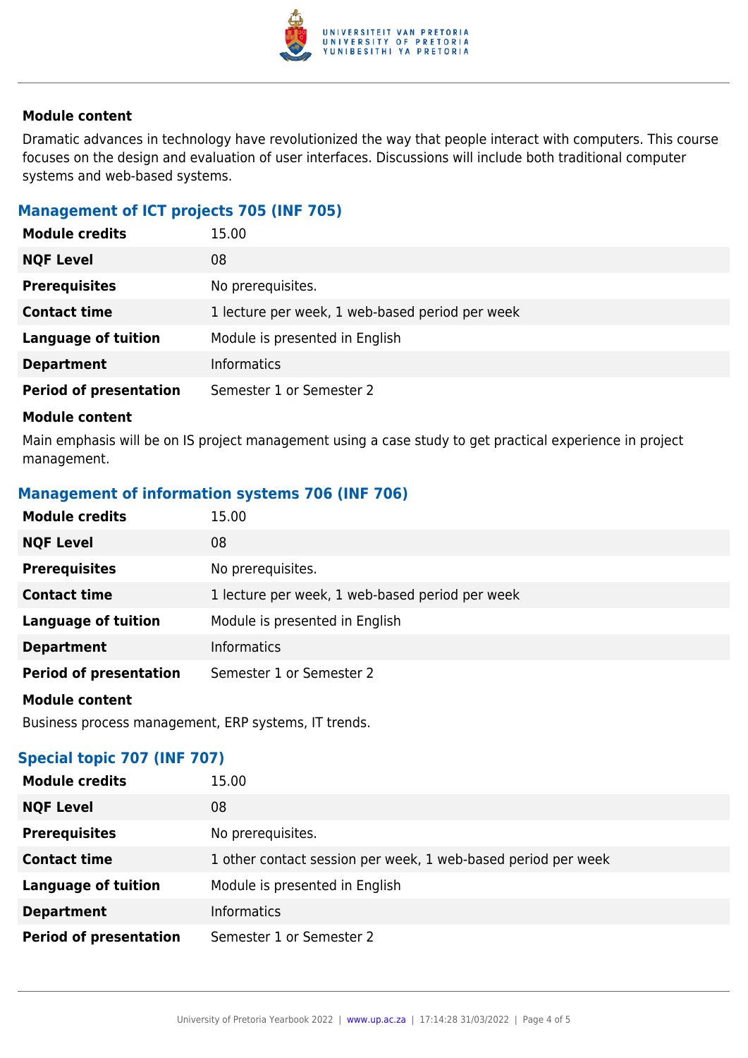#### Module content

Dramatic advances in technology have revolutionized the way that people interact with computers. This course focuses on the design and evaluation of user interfaces. Discussions will include both traditional computer systems and web-based systems.

### Management of ICT projects 705 (INF 705)

| | |
|---|---|
| **Module credits** | 15.00 |
| **NQF Level** | 08 |
| **Prerequisites** | No prerequisites. |
| **Contact time** | 1 lecture per week, 1 web-based period per week |
| **Language of tuition** | Module is presented in English |
| **Department** | Informatics |
| **Period of presentation** | Semester 1 or Semester 2 |

#### Module content

Main emphasis will be on IS project management using a case study to get practical experience in project management.

### Management of information systems 706 (INF 706)

| | |
|---|---|
| **Module credits** | 15.00 |
| **NQF Level** | 08 |
| **Prerequisites** | No prerequisites. |
| **Contact time** | 1 lecture per week, 1 web-based period per week |
| **Language of tuition** | Module is presented in English |
| **Department** | Informatics |
| **Period of presentation** | Semester 1 or Semester 2 |

#### Module content

Business process management, ERP systems, IT trends.

### Special topic 707 (INF 707)

| | |
|---|---|
| **Module credits** | 15.00 |
| **NQF Level** | 08 |
| **Prerequisites** | No prerequisites. |
| **Contact time** | 1 other contact session per week, 1 web-based period per week |
| **Language of tuition** | Module is presented in English |
| **Department** | Informatics |
| **Period of presentation** | Semester 1 or Semester 2 |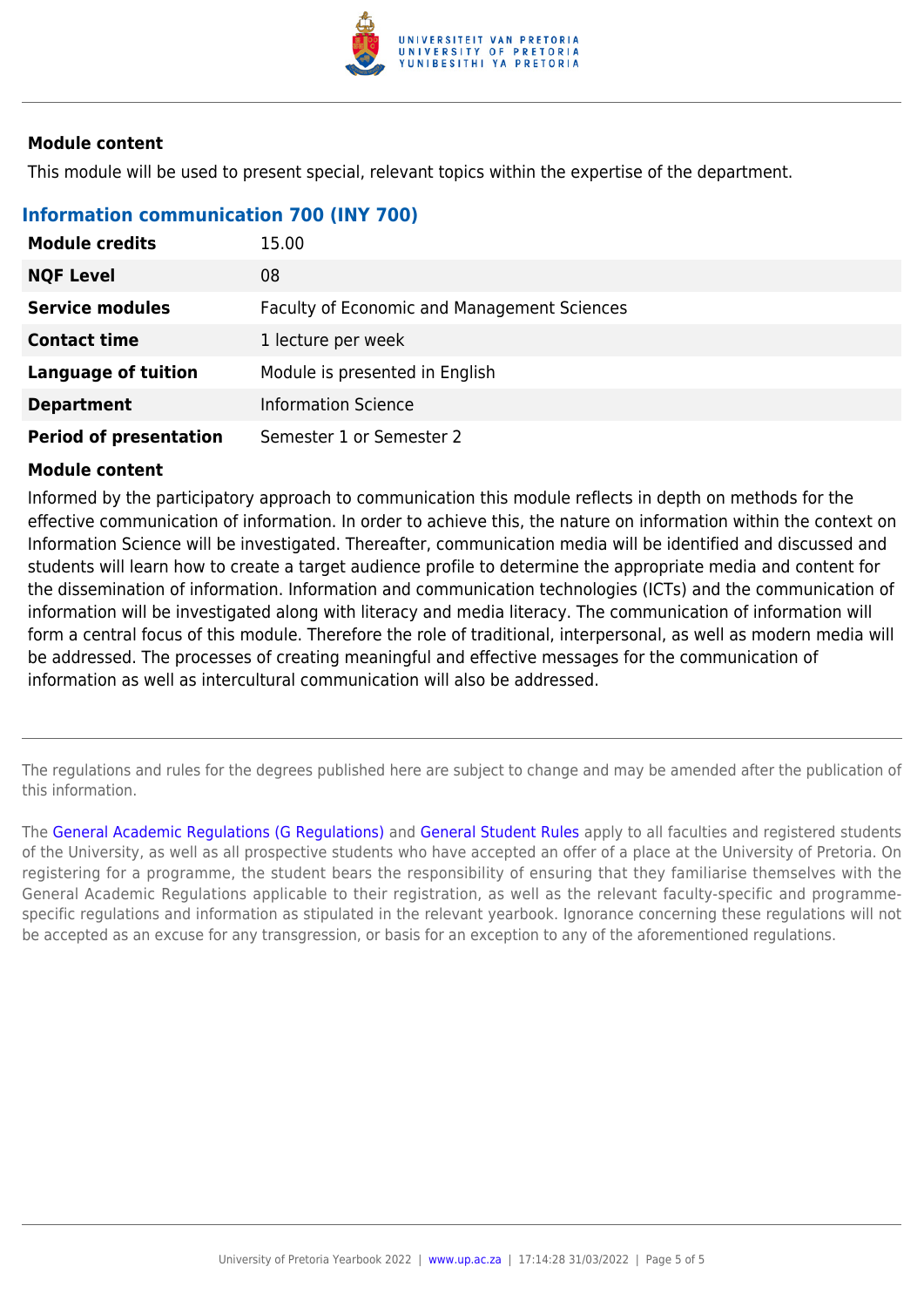**Module content**

This module will be used to present special, relevant topics within the expertise of the department.

### Information communication 700 (INY 700)

| | |
|---|---|
| **Module credits** | 15.00 |
| **NQF Level** | 08 |
| **Service modules** | Faculty of Economic and Management Sciences |
| **Contact time** | 1 lecture per week |
| **Language of tuition** | Module is presented in English |
| **Department** | Information Science |
| **Period of presentation** | Semester 1 or Semester 2 |

**Module content**

Informed by the participatory approach to communication this module reflects in depth on methods for the effective communication of information. In order to achieve this, the nature on information within the context on Information Science will be investigated. Thereafter, communication media will be identified and discussed and students will learn how to create a target audience profile to determine the appropriate media and content for the dissemination of information. Information and communication technologies (ICTs) and the communication of information will be investigated along with literacy and media literacy. The communication of information will form a central focus of this module. Therefore the role of traditional, interpersonal, as well as modern media will be addressed. The processes of creating meaningful and effective messages for the communication of information as well as intercultural communication will also be addressed.

---

The regulations and rules for the degrees published here are subject to change and may be amended after the publication of this information.

The General Academic Regulations (G Regulations) and General Student Rules apply to all faculties and registered students of the University, as well as all prospective students who have accepted an offer of a place at the University of Pretoria. On registering for a programme, the student bears the responsibility of ensuring that they familiarise themselves with the General Academic Regulations applicable to their registration, as well as the relevant faculty-specific and programme-specific regulations and information as stipulated in the relevant yearbook. Ignorance concerning these regulations will not be accepted as an excuse for any transgression, or basis for an exception to any of the aforementioned regulations.